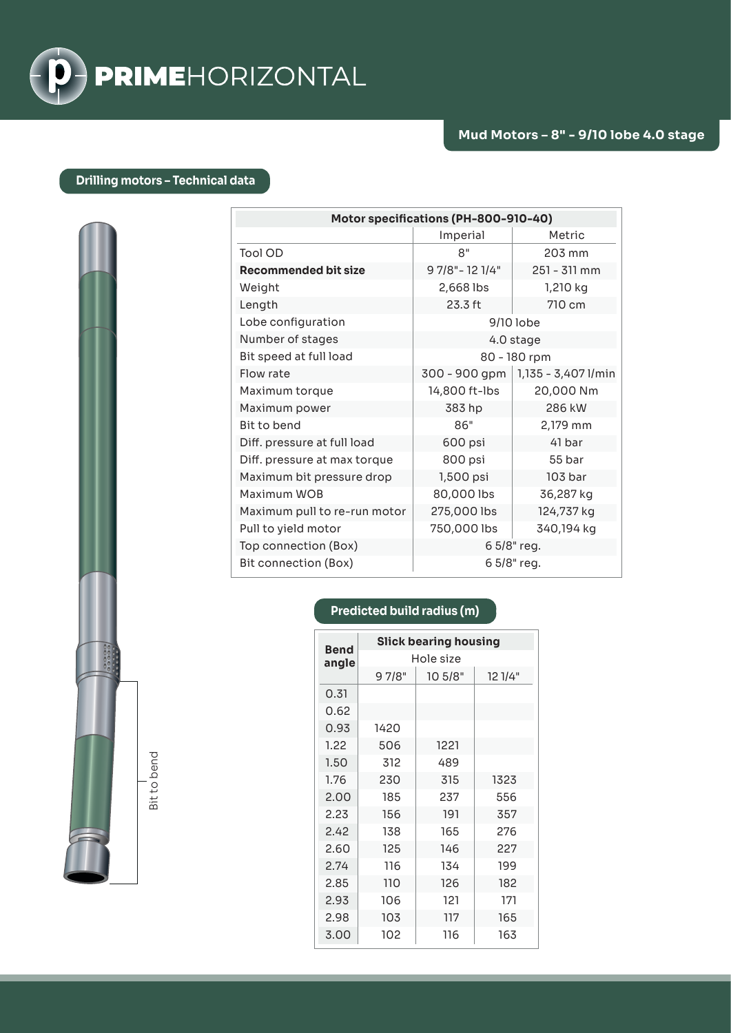# PRIMEHORIZONTAL

## Mud Motors – 8" - 9/10 lobe 4.0 stage

### Drilling motors – Technical data

Bit to bend

| Motor specifications (PH-800-910-40) | | |
|---|---|---|
| | Imperial | Metric |
| Tool OD | 8" | 203 mm |
| **Recommended bit size** | 9 7/8"- 12 1/4" | 251 - 311 mm |
| Weight | 2,668 lbs | 1,210 kg |
| Length | 23.3 ft | 710 cm |
| Lobe configuration | 9/10 lobe | |
| Number of stages | 4.0 stage | |
| Bit speed at full load | 80 - 180 rpm | |
| Flow rate | 300 - 900 gpm | 1,135 - 3,407 l/min |
| Maximum torque | 14,800 ft-lbs | 20,000 Nm |
| Maximum power | 383 hp | 286 kW |
| Bit to bend | 86" | 2,179 mm |
| Diff. pressure at full load | 600 psi | 41 bar |
| Diff. pressure at max torque | 800 psi | 55 bar |
| Maximum bit pressure drop | 1,500 psi | 103 bar |
| Maximum WOB | 80,000 lbs | 36,287 kg |
| Maximum pull to re-run motor | 275,000 lbs | 124,737 kg |
| Pull to yield motor | 750,000 lbs | 340,194 kg |
| Top connection (Box) | 6 5/8" reg. | |
| Bit connection (Box) | 6 5/8" reg. | |

### Predicted build radius (m)

| Bend angle | Slick bearing housing | | |
|---|---|---|---|
| | Hole size | | |
| | 9 7/8" | 10 5/8" | 12 1/4" |
| 0.31 | | | |
| 0.62 | | | |
| 0.93 | 1420 | | |
| 1.22 | 506 | 1221 | |
| 1.50 | 312 | 489 | |
| 1.76 | 230 | 315 | 1323 |
| 2.00 | 185 | 237 | 556 |
| 2.23 | 156 | 191 | 357 |
| 2.42 | 138 | 165 | 276 |
| 2.60 | 125 | 146 | 227 |
| 2.74 | 116 | 134 | 199 |
| 2.85 | 110 | 126 | 182 |
| 2.93 | 106 | 121 | 171 |
| 2.98 | 103 | 117 | 165 |
| 3.00 | 102 | 116 | 163 |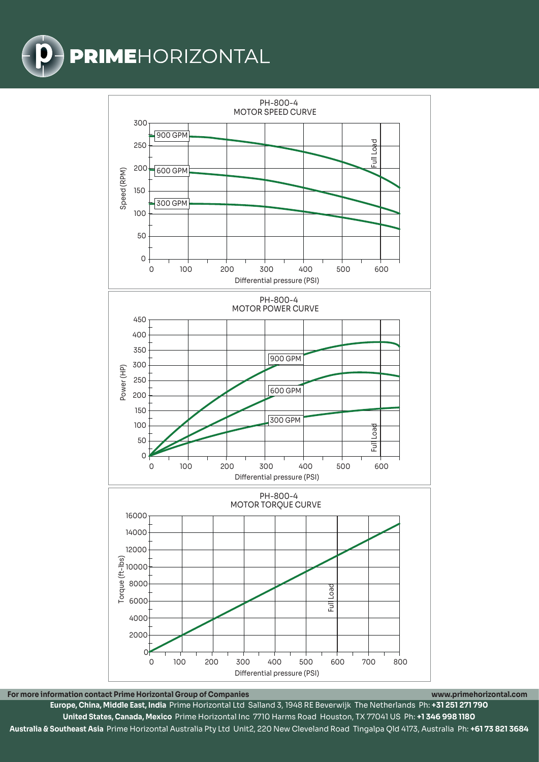# PRIMEHORIZONTAL

PH-800-4
MOTOR SPEED CURVE

Speed (RPM)
300
250
200
150
100
50
0

900 GPM
600 GPM
300 GPM
Full Load

0 100 200 300 400 500 600
Differential pressure (PSI)

PH-800-4
MOTOR POWER CURVE

Power (HP)
450
400
350
300
250
200
150
100
50
0

900 GPM
600 GPM
300 GPM
Full Load

0 100 200 300 400 500 600
Differential pressure (PSI)

PH-800-4
MOTOR TORQUE CURVE

Torque (ft-lbs)
16000
14000
12000
10000
8000
6000
4000
2000
0

Full Load

0 100 200 300 400 500 600 700 800
Differential pressure (PSI)

**For more information contact Prime Horizontal Group of Companies** **www.primehorizontal.com**

**Europe, China, Middle East, India** Prime Horizontal Ltd Salland 3, 1948 RE Beverwijk The Netherlands Ph: **+31 251 271 790**

**United States, Canada, Mexico** Prime Horizontal Inc 7710 Harms Road Houston, TX 77041 US Ph: **+1 346 998 1180**

**Australia & Southeast Asia** Prime Horizontal Australia Pty Ltd Unit2, 220 New Cleveland Road Tingalpa Qld 4173, Australia Ph: **+61 73 821 3684**